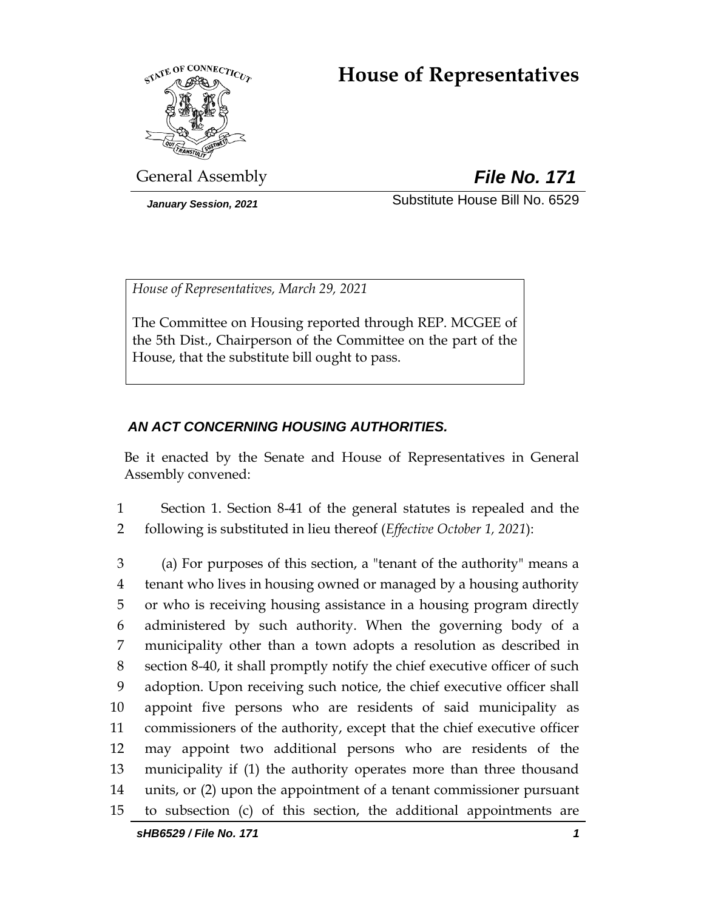# House of Representatives

General Assembly **_File No. 171_**

***January Session, 2021*** Substitute House Bill No. 6529

*House of Representatives, March 29, 2021*

The Committee on Housing reported through REP. MCGEE of the 5th Dist., Chairperson of the Committee on the part of the House, that the substitute bill ought to pass.

***AN ACT CONCERNING HOUSING AUTHORITIES.***

Be it enacted by the Senate and House of Representatives in General Assembly convened:

1 Section 1. Section 8-41 of the general statutes is repealed and the
2 following is substituted in lieu thereof (*Effective October 1, 2021*):

3 (a) For purposes of this section, a "tenant of the authority" means a
4 tenant who lives in housing owned or managed by a housing authority
5 or who is receiving housing assistance in a housing program directly
6 administered by such authority. When the governing body of a
7 municipality other than a town adopts a resolution as described in
8 section 8-40, it shall promptly notify the chief executive officer of such
9 adoption. Upon receiving such notice, the chief executive officer shall
10 appoint five persons who are residents of said municipality as
11 commissioners of the authority, except that the chief executive officer
12 may appoint two additional persons who are residents of the
13 municipality if (1) the authority operates more than three thousand
14 units, or (2) upon the appointment of a tenant commissioner pursuant
15 to subsection (c) of this section, the additional appointments are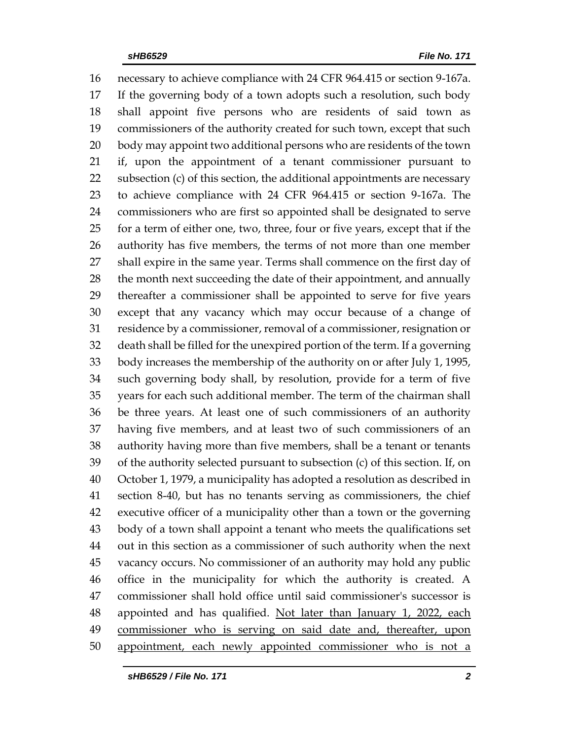16 necessary to achieve compliance with 24 CFR 964.415 or section 9-167a.
17 If the governing body of a town adopts such a resolution, such body
18 shall appoint five persons who are residents of said town as
19 commissioners of the authority created for such town, except that such
20 body may appoint two additional persons who are residents of the town
21 if, upon the appointment of a tenant commissioner pursuant to
22 subsection (c) of this section, the additional appointments are necessary
23 to achieve compliance with 24 CFR 964.415 or section 9-167a. The
24 commissioners who are first so appointed shall be designated to serve
25 for a term of either one, two, three, four or five years, except that if the
26 authority has five members, the terms of not more than one member
27 shall expire in the same year. Terms shall commence on the first day of
28 the month next succeeding the date of their appointment, and annually
29 thereafter a commissioner shall be appointed to serve for five years
30 except that any vacancy which may occur because of a change of
31 residence by a commissioner, removal of a commissioner, resignation or
32 death shall be filled for the unexpired portion of the term. If a governing
33 body increases the membership of the authority on or after July 1, 1995,
34 such governing body shall, by resolution, provide for a term of five
35 years for each such additional member. The term of the chairman shall
36 be three years. At least one of such commissioners of an authority
37 having five members, and at least two of such commissioners of an
38 authority having more than five members, shall be a tenant or tenants
39 of the authority selected pursuant to subsection (c) of this section. If, on
40 October 1, 1979, a municipality has adopted a resolution as described in
41 section 8-40, but has no tenants serving as commissioners, the chief
42 executive officer of a municipality other than a town or the governing
43 body of a town shall appoint a tenant who meets the qualifications set
44 out in this section as a commissioner of such authority when the next
45 vacancy occurs. No commissioner of an authority may hold any public
46 office in the municipality for which the authority is created. A
47 commissioner shall hold office until said commissioner's successor is
48 appointed and has qualified. <u>Not later than January 1, 2022, each</u>
49 <u>commissioner who is serving on said date and, thereafter, upon</u>
50 <u>appointment, each newly appointed commissioner who is not a</u>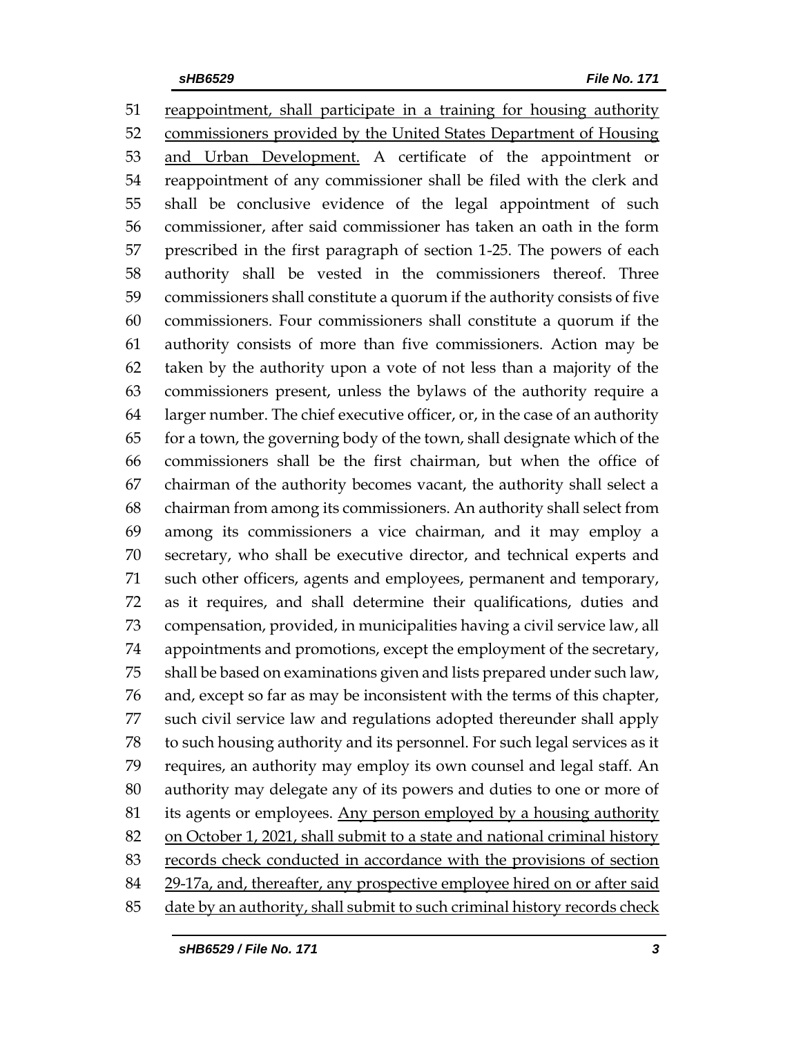51 reappointment, shall participate in a training for housing authority
52 commissioners provided by the United States Department of Housing
53 and Urban Development. A certificate of the appointment or
54 reappointment of any commissioner shall be filed with the clerk and
55 shall be conclusive evidence of the legal appointment of such
56 commissioner, after said commissioner has taken an oath in the form
57 prescribed in the first paragraph of section 1-25. The powers of each
58 authority shall be vested in the commissioners thereof. Three
59 commissioners shall constitute a quorum if the authority consists of five
60 commissioners. Four commissioners shall constitute a quorum if the
61 authority consists of more than five commissioners. Action may be
62 taken by the authority upon a vote of not less than a majority of the
63 commissioners present, unless the bylaws of the authority require a
64 larger number. The chief executive officer, or, in the case of an authority
65 for a town, the governing body of the town, shall designate which of the
66 commissioners shall be the first chairman, but when the office of
67 chairman of the authority becomes vacant, the authority shall select a
68 chairman from among its commissioners. An authority shall select from
69 among its commissioners a vice chairman, and it may employ a
70 secretary, who shall be executive director, and technical experts and
71 such other officers, agents and employees, permanent and temporary,
72 as it requires, and shall determine their qualifications, duties and
73 compensation, provided, in municipalities having a civil service law, all
74 appointments and promotions, except the employment of the secretary,
75 shall be based on examinations given and lists prepared under such law,
76 and, except so far as may be inconsistent with the terms of this chapter,
77 such civil service law and regulations adopted thereunder shall apply
78 to such housing authority and its personnel. For such legal services as it
79 requires, an authority may employ its own counsel and legal staff. An
80 authority may delegate any of its powers and duties to one or more of
81 its agents or employees. Any person employed by a housing authority
82 on October 1, 2021, shall submit to a state and national criminal history
83 records check conducted in accordance with the provisions of section
84 29-17a, and, thereafter, any prospective employee hired on or after said
85 date by an authority, shall submit to such criminal history records check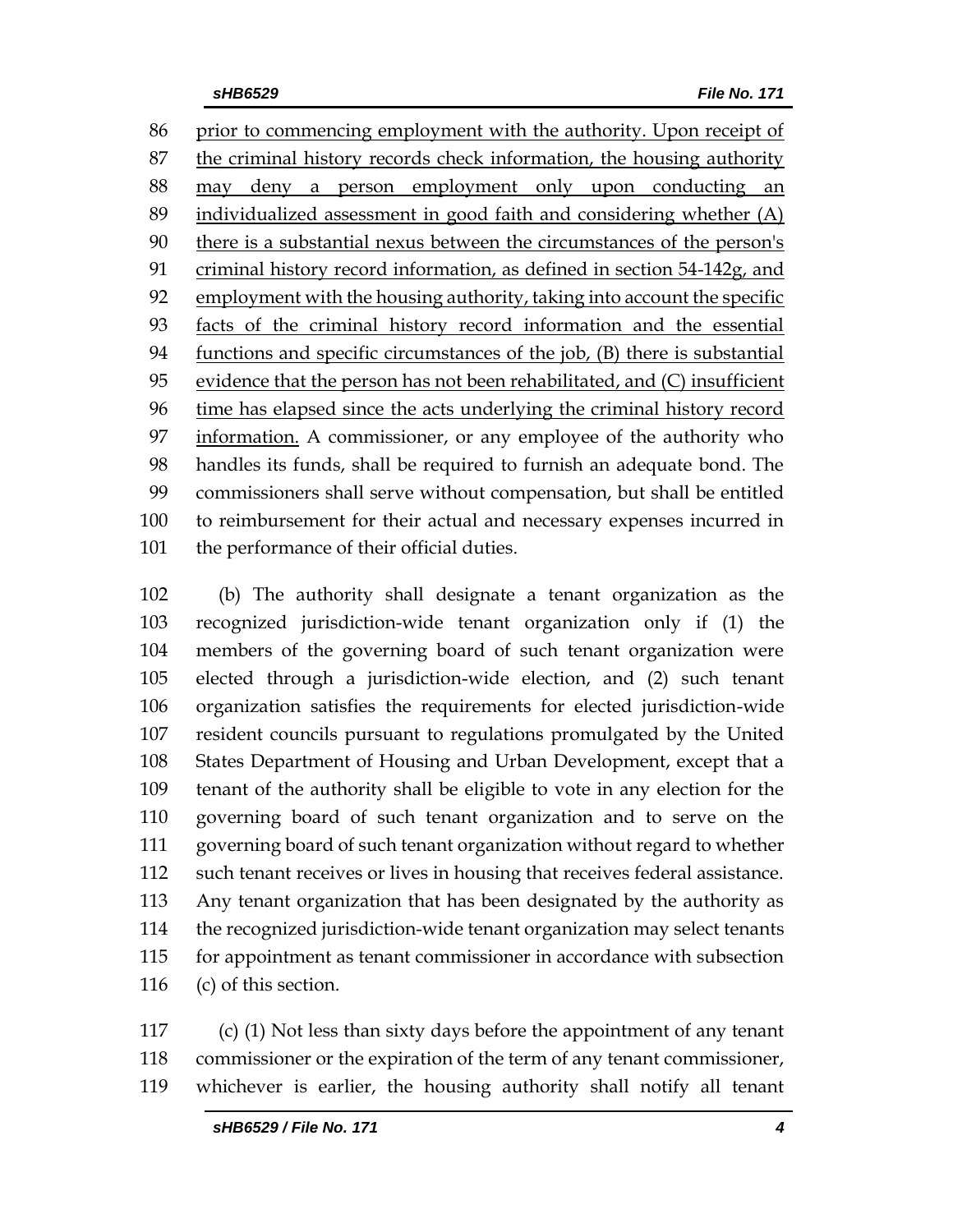prior to commencing employment with the authority. Upon receipt of the criminal history records check information, the housing authority may deny a person employment only upon conducting an individualized assessment in good faith and considering whether (A) there is a substantial nexus between the circumstances of the person's criminal history record information, as defined in section 54-142g, and employment with the housing authority, taking into account the specific facts of the criminal history record information and the essential functions and specific circumstances of the job, (B) there is substantial evidence that the person has not been rehabilitated, and (C) insufficient time has elapsed since the acts underlying the criminal history record information. A commissioner, or any employee of the authority who handles its funds, shall be required to furnish an adequate bond. The commissioners shall serve without compensation, but shall be entitled to reimbursement for their actual and necessary expenses incurred in the performance of their official duties.

(b) The authority shall designate a tenant organization as the recognized jurisdiction-wide tenant organization only if (1) the members of the governing board of such tenant organization were elected through a jurisdiction-wide election, and (2) such tenant organization satisfies the requirements for elected jurisdiction-wide resident councils pursuant to regulations promulgated by the United States Department of Housing and Urban Development, except that a tenant of the authority shall be eligible to vote in any election for the governing board of such tenant organization and to serve on the governing board of such tenant organization without regard to whether such tenant receives or lives in housing that receives federal assistance. Any tenant organization that has been designated by the authority as the recognized jurisdiction-wide tenant organization may select tenants for appointment as tenant commissioner in accordance with subsection (c) of this section.

(c) (1) Not less than sixty days before the appointment of any tenant commissioner or the expiration of the term of any tenant commissioner, whichever is earlier, the housing authority shall notify all tenant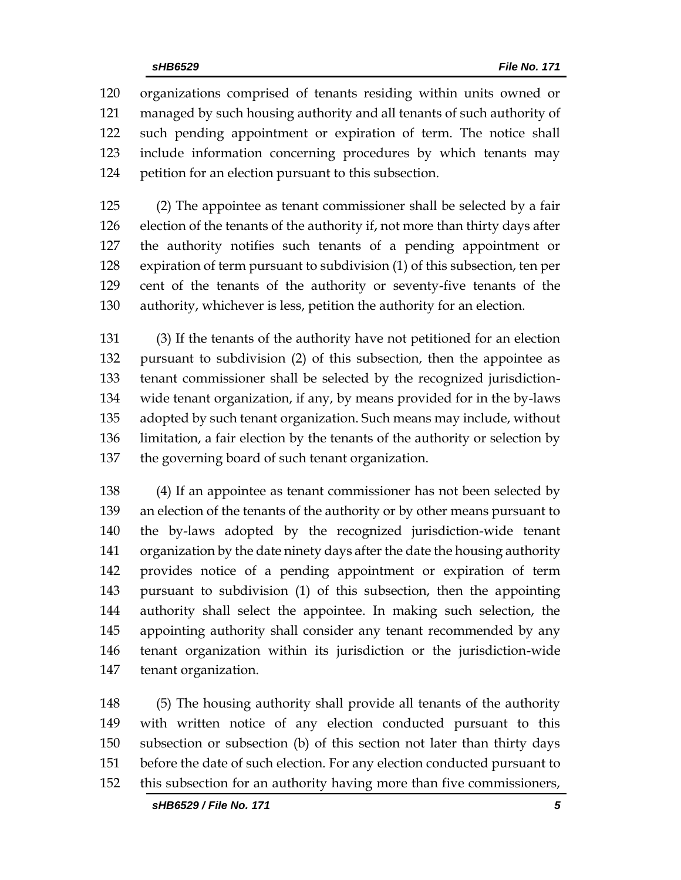organizations comprised of tenants residing within units owned or managed by such housing authority and all tenants of such authority of such pending appointment or expiration of term. The notice shall include information concerning procedures by which tenants may petition for an election pursuant to this subsection.

(2) The appointee as tenant commissioner shall be selected by a fair election of the tenants of the authority if, not more than thirty days after the authority notifies such tenants of a pending appointment or expiration of term pursuant to subdivision (1) of this subsection, ten per cent of the tenants of the authority or seventy-five tenants of the authority, whichever is less, petition the authority for an election.

(3) If the tenants of the authority have not petitioned for an election pursuant to subdivision (2) of this subsection, then the appointee as tenant commissioner shall be selected by the recognized jurisdiction-wide tenant organization, if any, by means provided for in the by-laws adopted by such tenant organization. Such means may include, without limitation, a fair election by the tenants of the authority or selection by the governing board of such tenant organization.

(4) If an appointee as tenant commissioner has not been selected by an election of the tenants of the authority or by other means pursuant to the by-laws adopted by the recognized jurisdiction-wide tenant organization by the date ninety days after the date the housing authority provides notice of a pending appointment or expiration of term pursuant to subdivision (1) of this subsection, then the appointing authority shall select the appointee. In making such selection, the appointing authority shall consider any tenant recommended by any tenant organization within its jurisdiction or the jurisdiction-wide tenant organization.

(5) The housing authority shall provide all tenants of the authority with written notice of any election conducted pursuant to this subsection or subsection (b) of this section not later than thirty days before the date of such election. For any election conducted pursuant to this subsection for an authority having more than five commissioners,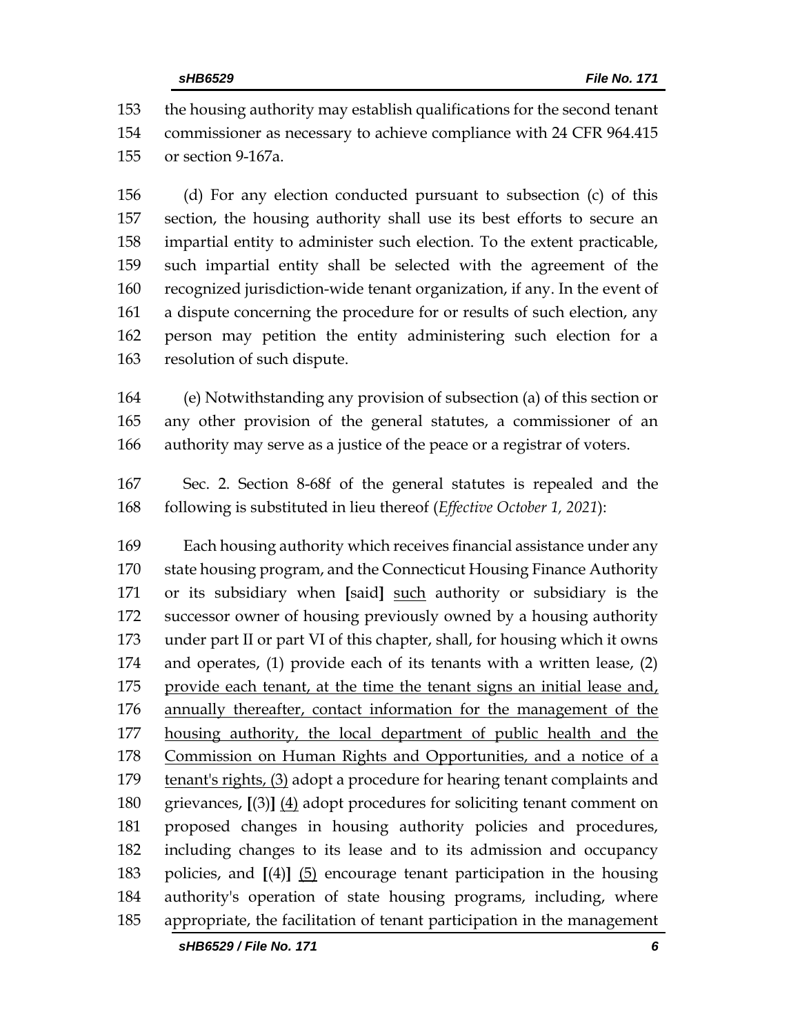the housing authority may establish qualifications for the second tenant commissioner as necessary to achieve compliance with 24 CFR 964.415 or section 9-167a.

(d) For any election conducted pursuant to subsection (c) of this section, the housing authority shall use its best efforts to secure an impartial entity to administer such election. To the extent practicable, such impartial entity shall be selected with the agreement of the recognized jurisdiction-wide tenant organization, if any. In the event of a dispute concerning the procedure for or results of such election, any person may petition the entity administering such election for a resolution of such dispute.

(e) Notwithstanding any provision of subsection (a) of this section or any other provision of the general statutes, a commissioner of an authority may serve as a justice of the peace or a registrar of voters.

Sec. 2. Section 8-68f of the general statutes is repealed and the following is substituted in lieu thereof (*Effective October 1, 2021*):

Each housing authority which receives financial assistance under any state housing program, and the Connecticut Housing Finance Authority or its subsidiary when **[**said**]** <u>such</u> authority or subsidiary is the successor owner of housing previously owned by a housing authority under part II or part VI of this chapter, shall, for housing which it owns and operates, (1) provide each of its tenants with a written lease, (2) <u>provide each tenant, at the time the tenant signs an initial lease and, annually thereafter, contact information for the management of the housing authority, the local department of public health and the Commission on Human Rights and Opportunities, and a notice of a tenant's rights, (3)</u> adopt a procedure for hearing tenant complaints and grievances, **[**(3)**]** <u>(4)</u> adopt procedures for soliciting tenant comment on proposed changes in housing authority policies and procedures, including changes to its lease and to its admission and occupancy policies, and **[**(4)**]** <u>(5)</u> encourage tenant participation in the housing authority's operation of state housing programs, including, where appropriate, the facilitation of tenant participation in the management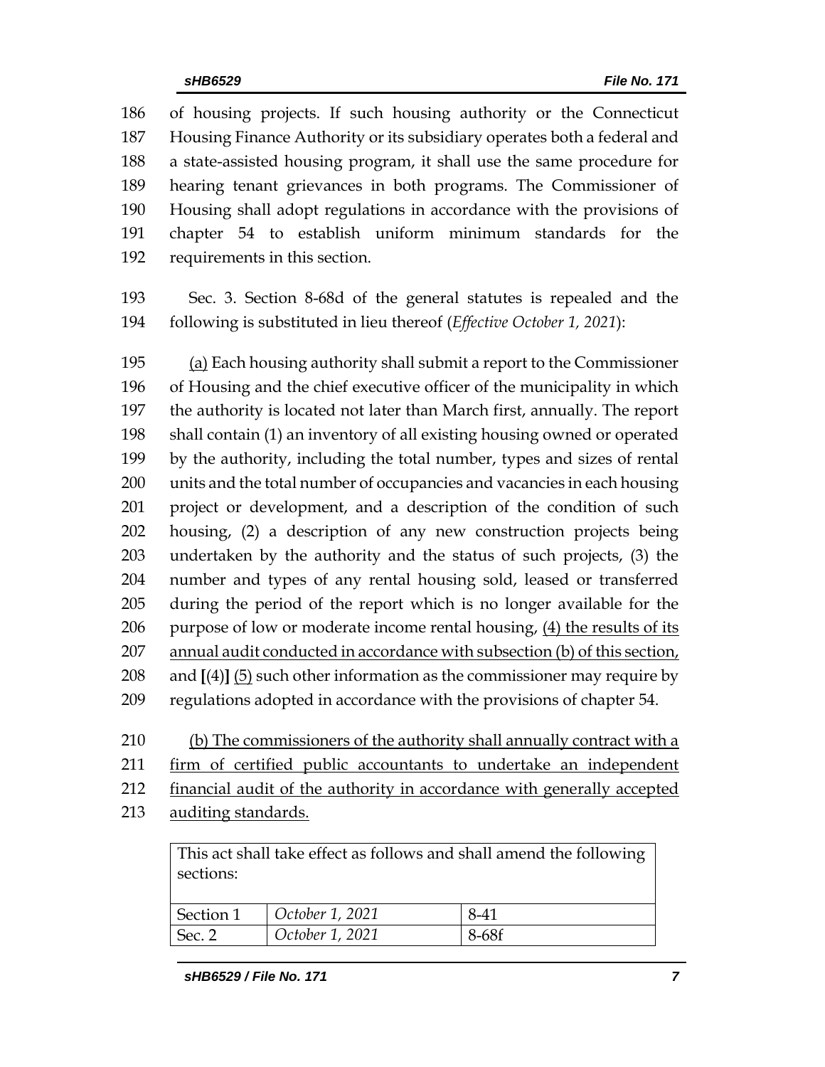of housing projects. If such housing authority or the Connecticut Housing Finance Authority or its subsidiary operates both a federal and a state-assisted housing program, it shall use the same procedure for hearing tenant grievances in both programs. The Commissioner of Housing shall adopt regulations in accordance with the provisions of chapter 54 to establish uniform minimum standards for the requirements in this section.

Sec. 3. Section 8-68d of the general statutes is repealed and the following is substituted in lieu thereof (*Effective October 1, 2021*):

<u>(a)</u> Each housing authority shall submit a report to the Commissioner of Housing and the chief executive officer of the municipality in which the authority is located not later than March first, annually. The report shall contain (1) an inventory of all existing housing owned or operated by the authority, including the total number, types and sizes of rental units and the total number of occupancies and vacancies in each housing project or development, and a description of the condition of such housing, (2) a description of any new construction projects being undertaken by the authority and the status of such projects, (3) the number and types of any rental housing sold, leased or transferred during the period of the report which is no longer available for the purpose of low or moderate income rental housing, <u>(4) the results of its annual audit conducted in accordance with subsection (b) of this section,</u> and **[**(4)**]** <u>(5)</u> such other information as the commissioner may require by regulations adopted in accordance with the provisions of chapter 54.

<u>(b) The commissioners of the authority shall annually contract with a firm of certified public accountants to undertake an independent financial audit of the authority in accordance with generally accepted auditing standards.</u>

| This act shall take effect as follows and shall amend the following sections: | | |
|---|---|---|
| Section 1 | *October 1, 2021* | 8-41 |
| Sec. 2 | *October 1, 2021* | 8-68f |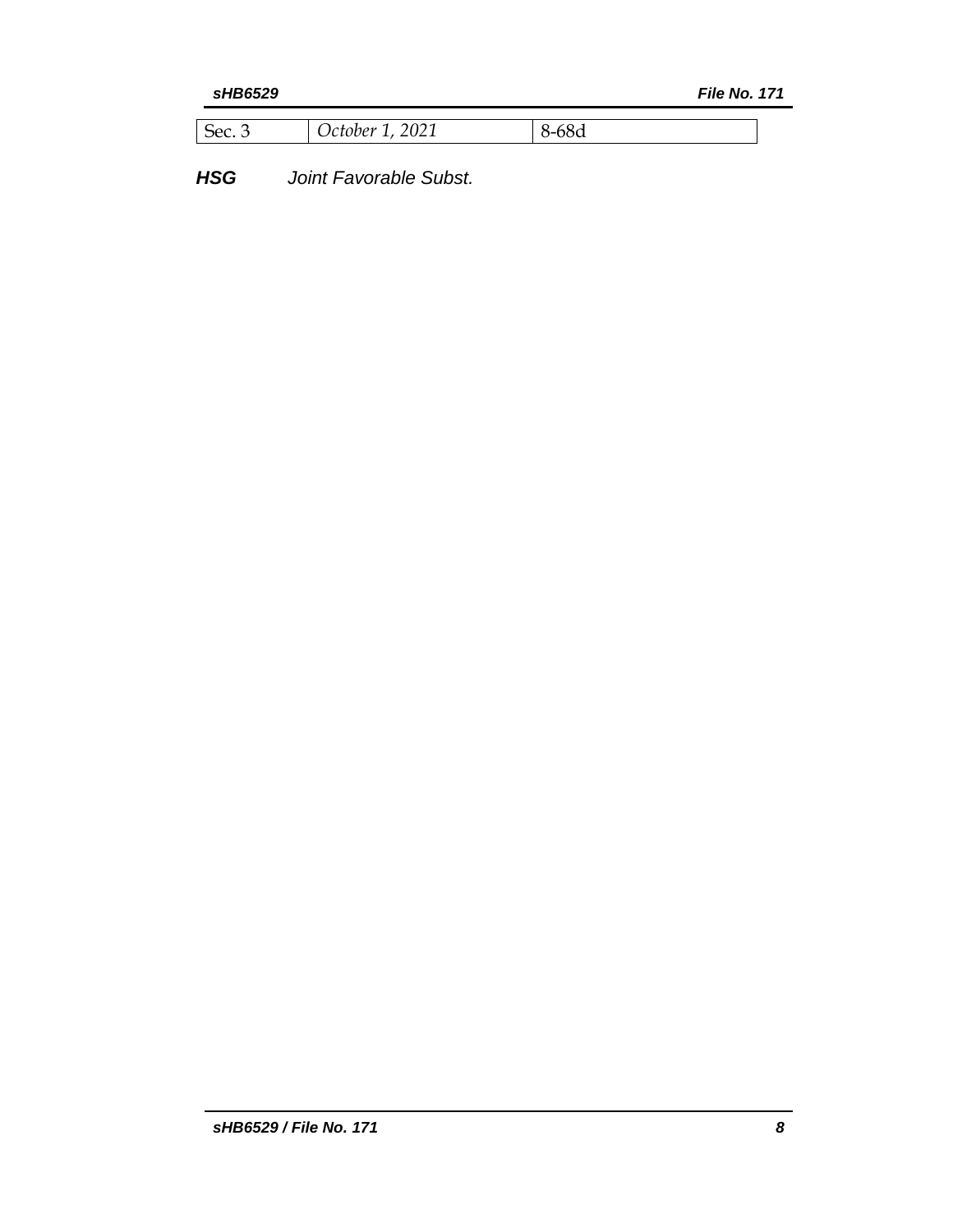| Sec. 3 | *October 1, 2021* | 8-68d |
|---|---|---|

***HSG*** *Joint Favorable Subst.*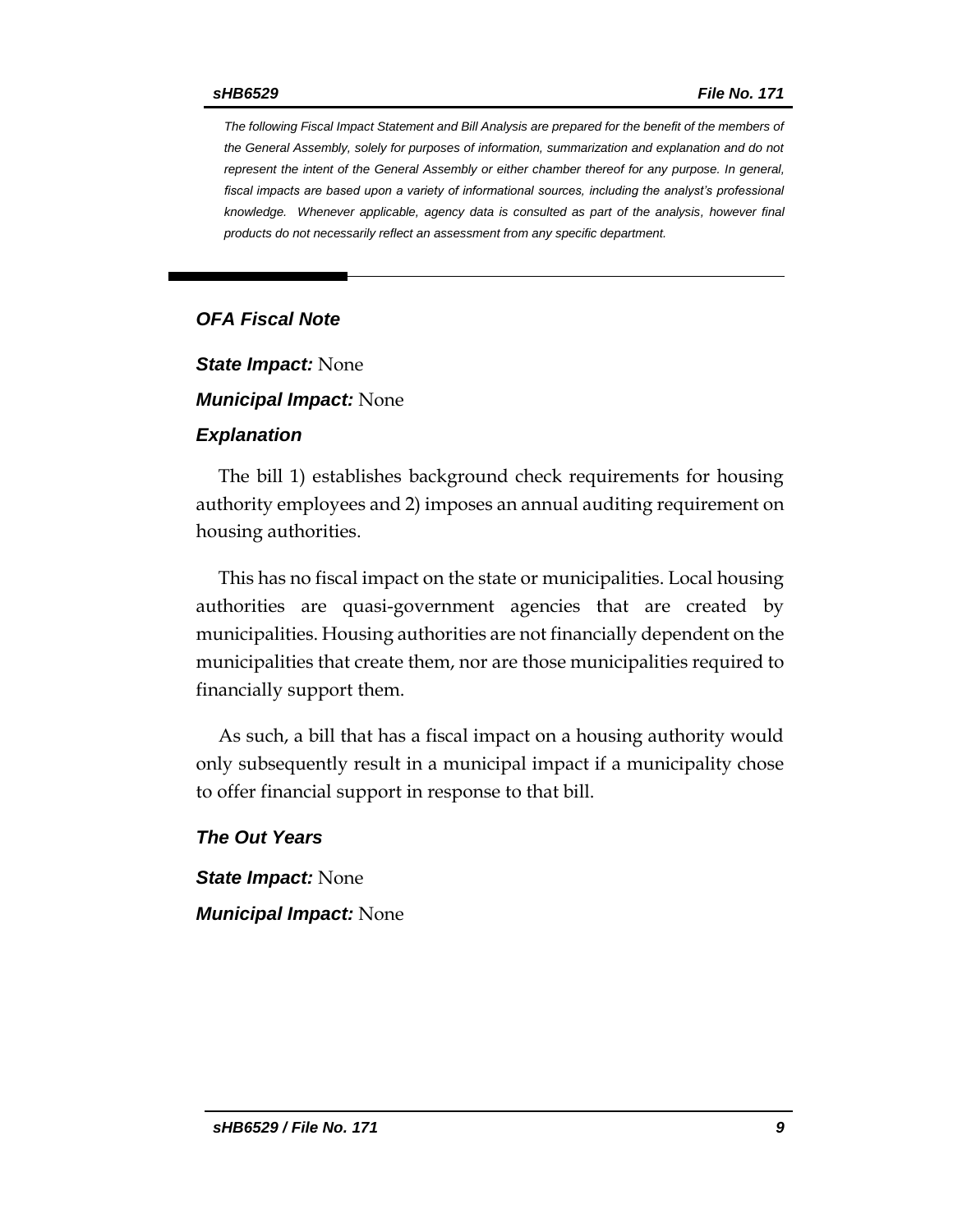*The following Fiscal Impact Statement and Bill Analysis are prepared for the benefit of the members of the General Assembly, solely for purposes of information, summarization and explanation and do not represent the intent of the General Assembly or either chamber thereof for any purpose. In general, fiscal impacts are based upon a variety of informational sources, including the analyst's professional knowledge. Whenever applicable, agency data is consulted as part of the analysis, however final products do not necessarily reflect an assessment from any specific department.*

### *OFA Fiscal Note*

***State Impact:*** None

***Municipal Impact:*** None

### *Explanation*

The bill 1) establishes background check requirements for housing authority employees and 2) imposes an annual auditing requirement on housing authorities.

This has no fiscal impact on the state or municipalities. Local housing authorities are quasi-government agencies that are created by municipalities. Housing authorities are not financially dependent on the municipalities that create them, nor are those municipalities required to financially support them.

As such, a bill that has a fiscal impact on a housing authority would only subsequently result in a municipal impact if a municipality chose to offer financial support in response to that bill.

### *The Out Years*

***State Impact:*** None

***Municipal Impact:*** None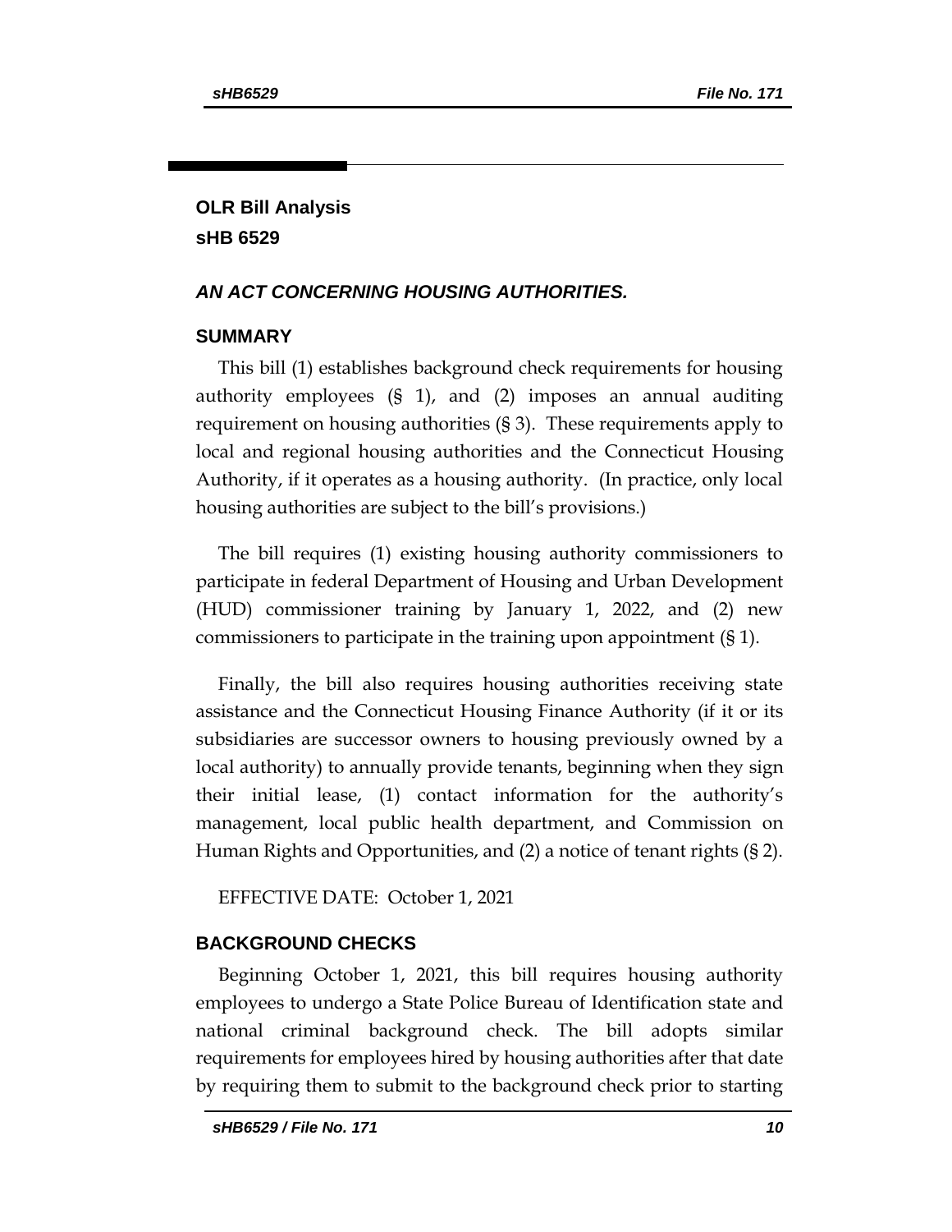## OLR Bill Analysis
## sHB 6529

### *AN ACT CONCERNING HOUSING AUTHORITIES.*

### SUMMARY

This bill (1) establishes background check requirements for housing authority employees (§ 1), and (2) imposes an annual auditing requirement on housing authorities (§ 3). These requirements apply to local and regional housing authorities and the Connecticut Housing Authority, if it operates as a housing authority. (In practice, only local housing authorities are subject to the bill's provisions.)

The bill requires (1) existing housing authority commissioners to participate in federal Department of Housing and Urban Development (HUD) commissioner training by January 1, 2022, and (2) new commissioners to participate in the training upon appointment (§ 1).

Finally, the bill also requires housing authorities receiving state assistance and the Connecticut Housing Finance Authority (if it or its subsidiaries are successor owners to housing previously owned by a local authority) to annually provide tenants, beginning when they sign their initial lease, (1) contact information for the authority's management, local public health department, and Commission on Human Rights and Opportunities, and (2) a notice of tenant rights (§ 2).

EFFECTIVE DATE: October 1, 2021

### BACKGROUND CHECKS

Beginning October 1, 2021, this bill requires housing authority employees to undergo a State Police Bureau of Identification state and national criminal background check. The bill adopts similar requirements for employees hired by housing authorities after that date by requiring them to submit to the background check prior to starting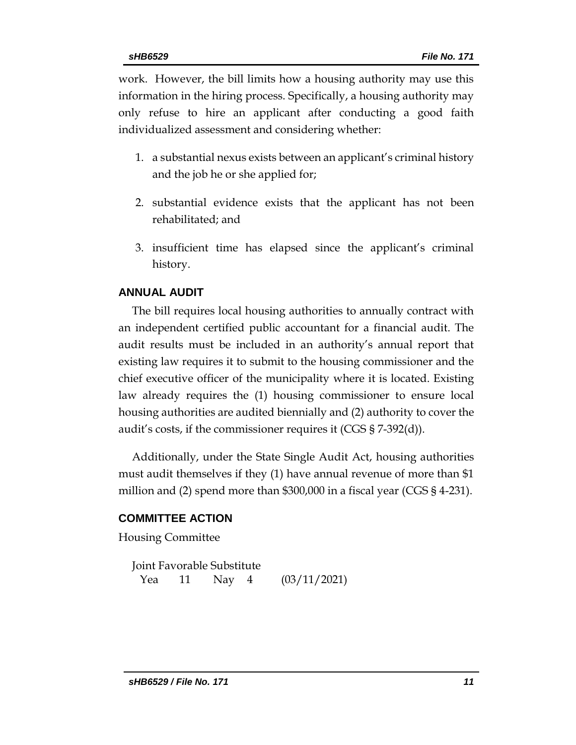work. However, the bill limits how a housing authority may use this information in the hiring process. Specifically, a housing authority may only refuse to hire an applicant after conducting a good faith individualized assessment and considering whether:

1. a substantial nexus exists between an applicant's criminal history and the job he or she applied for;
2. substantial evidence exists that the applicant has not been rehabilitated; and
3. insufficient time has elapsed since the applicant's criminal history.

## ANNUAL AUDIT

The bill requires local housing authorities to annually contract with an independent certified public accountant for a financial audit. The audit results must be included in an authority's annual report that existing law requires it to submit to the housing commissioner and the chief executive officer of the municipality where it is located. Existing law already requires the (1) housing commissioner to ensure local housing authorities are audited biennially and (2) authority to cover the audit's costs, if the commissioner requires it (CGS § 7-392(d)).

Additionally, under the State Single Audit Act, housing authorities must audit themselves if they (1) have annual revenue of more than $1 million and (2) spend more than $300,000 in a fiscal year (CGS § 4-231).

## COMMITTEE ACTION

Housing Committee

| | | | | |
|---|---|---|---|---|
| Joint Favorable Substitute | | | | |
| Yea | 11 | Nay | 4 | (03/11/2021) |